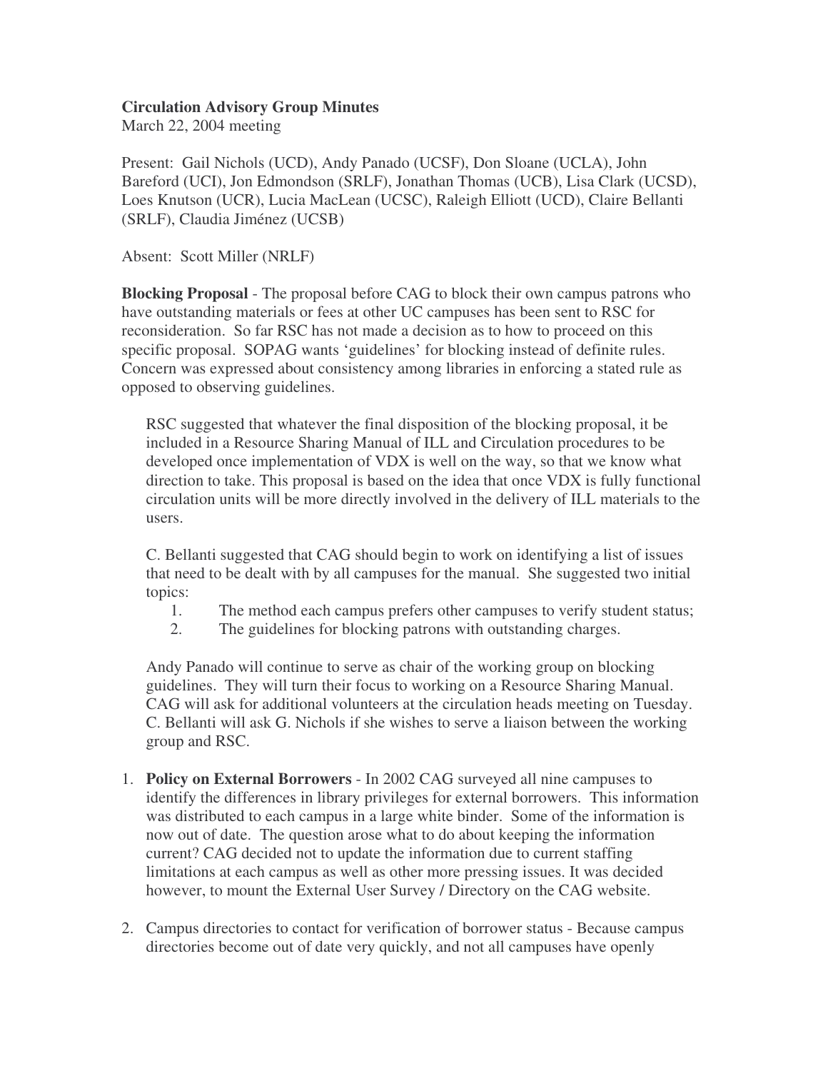**Circulation Advisory Group Minutes**
March 22, 2004 meeting

Present: Gail Nichols (UCD), Andy Panado (UCSF), Don Sloane (UCLA), John Bareford (UCI), Jon Edmondson (SRLF), Jonathan Thomas (UCB), Lisa Clark (UCSD), Loes Knutson (UCR), Lucia MacLean (UCSC), Raleigh Elliott (UCD), Claire Bellanti (SRLF), Claudia Jiménez (UCSB)

Absent: Scott Miller (NRLF)

**Blocking Proposal** - The proposal before CAG to block their own campus patrons who have outstanding materials or fees at other UC campuses has been sent to RSC for reconsideration. So far RSC has not made a decision as to how to proceed on this specific proposal. SOPAG wants 'guidelines' for blocking instead of definite rules. Concern was expressed about consistency among libraries in enforcing a stated rule as opposed to observing guidelines.

> RSC suggested that whatever the final disposition of the blocking proposal, it be included in a Resource Sharing Manual of ILL and Circulation procedures to be developed once implementation of VDX is well on the way, so that we know what direction to take. This proposal is based on the idea that once VDX is fully functional circulation units will be more directly involved in the delivery of ILL materials to the users.
>
> C. Bellanti suggested that CAG should begin to work on identifying a list of issues that need to be dealt with by all campuses for the manual. She suggested two initial topics:
>
> 1. The method each campus prefers other campuses to verify student status;
> 2. The guidelines for blocking patrons with outstanding charges.
>
> Andy Panado will continue to serve as chair of the working group on blocking guidelines. They will turn their focus to working on a Resource Sharing Manual. CAG will ask for additional volunteers at the circulation heads meeting on Tuesday. C. Bellanti will ask G. Nichols if she wishes to serve a liaison between the working group and RSC.

1. **Policy on External Borrowers** - In 2002 CAG surveyed all nine campuses to identify the differences in library privileges for external borrowers. This information was distributed to each campus in a large white binder. Some of the information is now out of date. The question arose what to do about keeping the information current? CAG decided not to update the information due to current staffing limitations at each campus as well as other more pressing issues. It was decided however, to mount the External User Survey / Directory on the CAG website.

2. Campus directories to contact for verification of borrower status - Because campus directories become out of date very quickly, and not all campuses have openly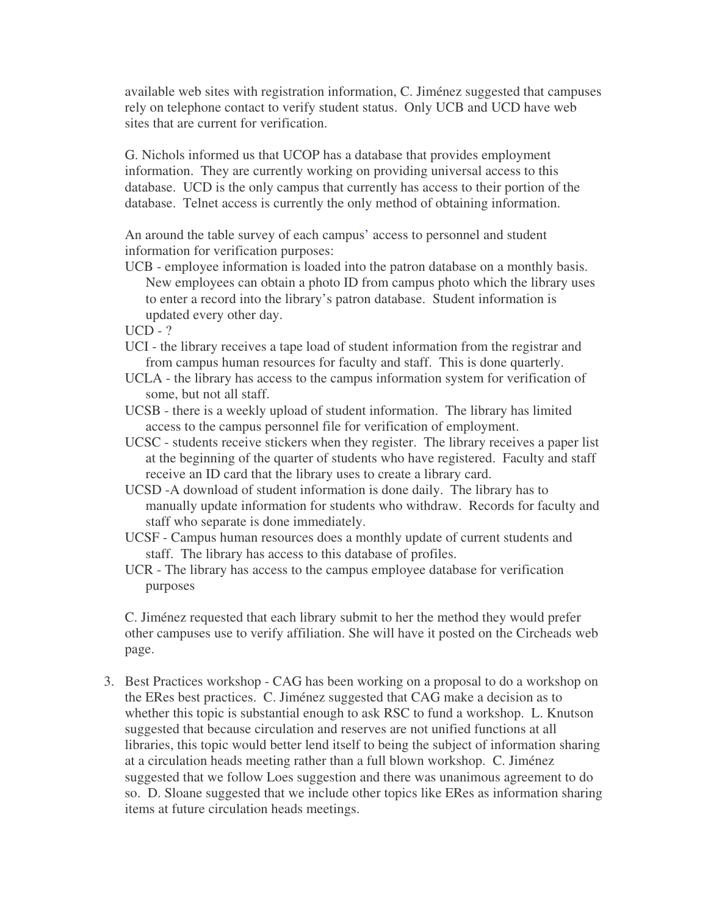available web sites with registration information, C. Jiménez suggested that campuses rely on telephone contact to verify student status. Only UCB and UCD have web sites that are current for verification.

G. Nichols informed us that UCOP has a database that provides employment information. They are currently working on providing universal access to this database. UCD is the only campus that currently has access to their portion of the database. Telnet access is currently the only method of obtaining information.

An around the table survey of each campus' access to personnel and student information for verification purposes:

UCB - employee information is loaded into the patron database on a monthly basis. New employees can obtain a photo ID from campus photo which the library uses to enter a record into the library's patron database. Student information is updated every other day.

UCD - ?

UCI - the library receives a tape load of student information from the registrar and from campus human resources for faculty and staff. This is done quarterly.

UCLA - the library has access to the campus information system for verification of some, but not all staff.

UCSB - there is a weekly upload of student information. The library has limited access to the campus personnel file for verification of employment.

UCSC - students receive stickers when they register. The library receives a paper list at the beginning of the quarter of students who have registered. Faculty and staff receive an ID card that the library uses to create a library card.

UCSD -A download of student information is done daily. The library has to manually update information for students who withdraw. Records for faculty and staff who separate is done immediately.

UCSF - Campus human resources does a monthly update of current students and staff. The library has access to this database of profiles.

UCR - The library has access to the campus employee database for verification purposes

C. Jiménez requested that each library submit to her the method they would prefer other campuses use to verify affiliation. She will have it posted on the Circheads web page.

3. Best Practices workshop - CAG has been working on a proposal to do a workshop on the ERes best practices. C. Jiménez suggested that CAG make a decision as to whether this topic is substantial enough to ask RSC to fund a workshop. L. Knutson suggested that because circulation and reserves are not unified functions at all libraries, this topic would better lend itself to being the subject of information sharing at a circulation heads meeting rather than a full blown workshop. C. Jiménez suggested that we follow Loes suggestion and there was unanimous agreement to do so. D. Sloane suggested that we include other topics like ERes as information sharing items at future circulation heads meetings.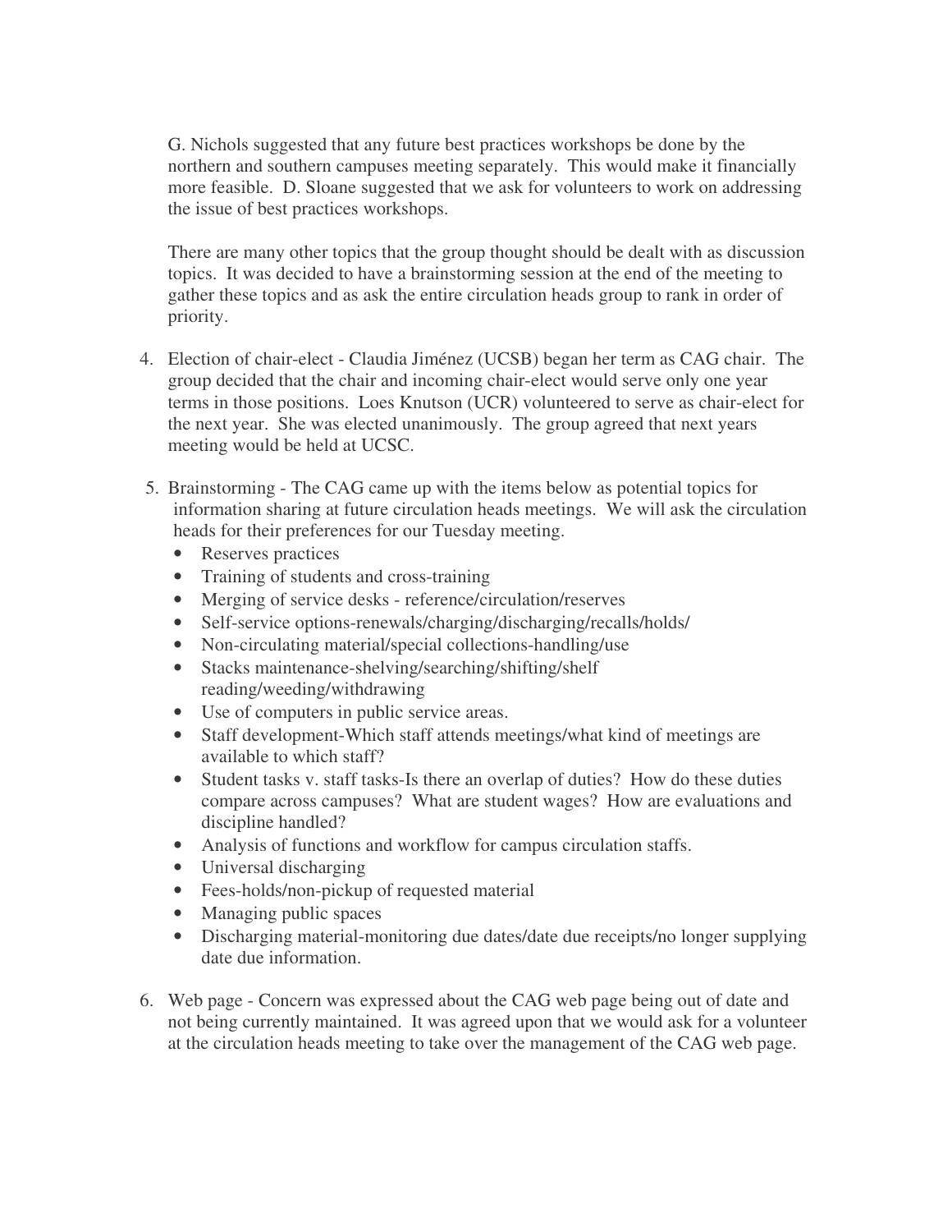G. Nichols suggested that any future best practices workshops be done by the northern and southern campuses meeting separately. This would make it financially more feasible. D. Sloane suggested that we ask for volunteers to work on addressing the issue of best practices workshops.

There are many other topics that the group thought should be dealt with as discussion topics. It was decided to have a brainstorming session at the end of the meeting to gather these topics and as ask the entire circulation heads group to rank in order of priority.

4. Election of chair-elect - Claudia Jiménez (UCSB) began her term as CAG chair. The group decided that the chair and incoming chair-elect would serve only one year terms in those positions. Loes Knutson (UCR) volunteered to serve as chair-elect for the next year. She was elected unanimously. The group agreed that next years meeting would be held at UCSC.

5. Brainstorming - The CAG came up with the items below as potential topics for information sharing at future circulation heads meetings. We will ask the circulation heads for their preferences for our Tuesday meeting.
   - Reserves practices
   - Training of students and cross-training
   - Merging of service desks - reference/circulation/reserves
   - Self-service options-renewals/charging/discharging/recalls/holds/
   - Non-circulating material/special collections-handling/use
   - Stacks maintenance-shelving/searching/shifting/shelf reading/weeding/withdrawing
   - Use of computers in public service areas.
   - Staff development-Which staff attends meetings/what kind of meetings are available to which staff?
   - Student tasks v. staff tasks-Is there an overlap of duties? How do these duties compare across campuses? What are student wages? How are evaluations and discipline handled?
   - Analysis of functions and workflow for campus circulation staffs.
   - Universal discharging
   - Fees-holds/non-pickup of requested material
   - Managing public spaces
   - Discharging material-monitoring due dates/date due receipts/no longer supplying date due information.

6. Web page - Concern was expressed about the CAG web page being out of date and not being currently maintained. It was agreed upon that we would ask for a volunteer at the circulation heads meeting to take over the management of the CAG web page.